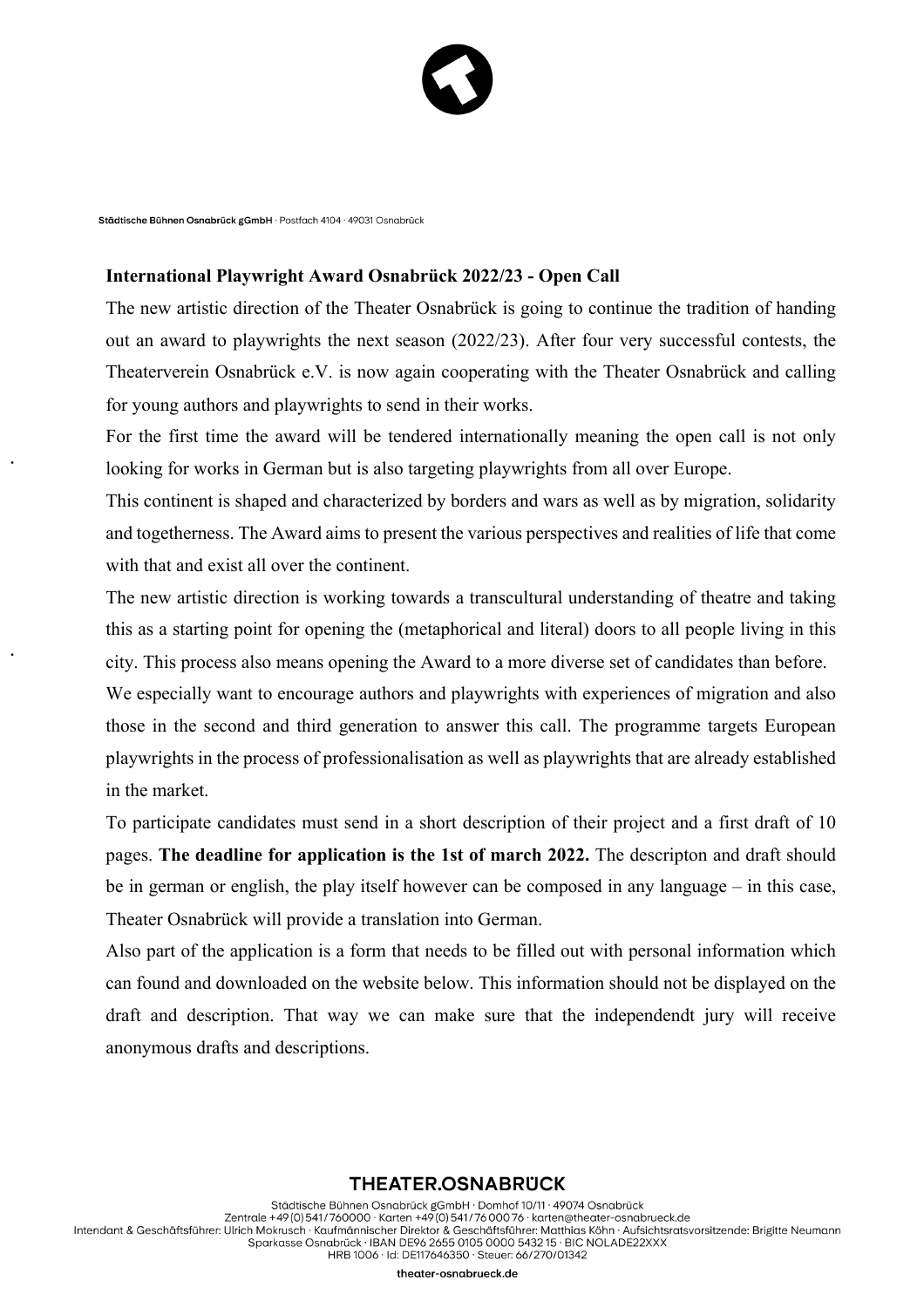Städtische Bühnen Osnabrück gGmbH · Postfach 4104 · 49031 Osnabrück

**International Playwright Award Osnabrück 2022/23 - Open Call**

The new artistic direction of the Theater Osnabrück is going to continue the tradition of handing out an award to playwrights the next season (2022/23). After four very successful contests, the Theaterverein Osnabrück e.V. is now again cooperating with the Theater Osnabrück and calling for young authors and playwrights to send in their works.

For the first time the award will be tendered internationally meaning the open call is not only looking for works in German but is also targeting playwrights from all over Europe.

This continent is shaped and characterized by borders and wars as well as by migration, solidarity and togetherness. The Award aims to present the various perspectives and realities of life that come with that and exist all over the continent.

The new artistic direction is working towards a transcultural understanding of theatre and taking this as a starting point for opening the (metaphorical and literal) doors to all people living in this city. This process also means opening the Award to a more diverse set of candidates than before.

We especially want to encourage authors and playwrights with experiences of migration and also those in the second and third generation to answer this call. The programme targets European playwrights in the process of professionalisation as well as playwrights that are already established in the market.

To participate candidates must send in a short description of their project and a first draft of 10 pages. **The deadline for application is the 1st of march 2022.** The descripton and draft should be in german or english, the play itself however can be composed in any language – in this case, Theater Osnabrück will provide a translation into German.

Also part of the application is a form that needs to be filled out with personal information which can found and downloaded on the website below. This information should not be displayed on the draft and description. That way we can make sure that the independendt jury will receive anonymous drafts and descriptions.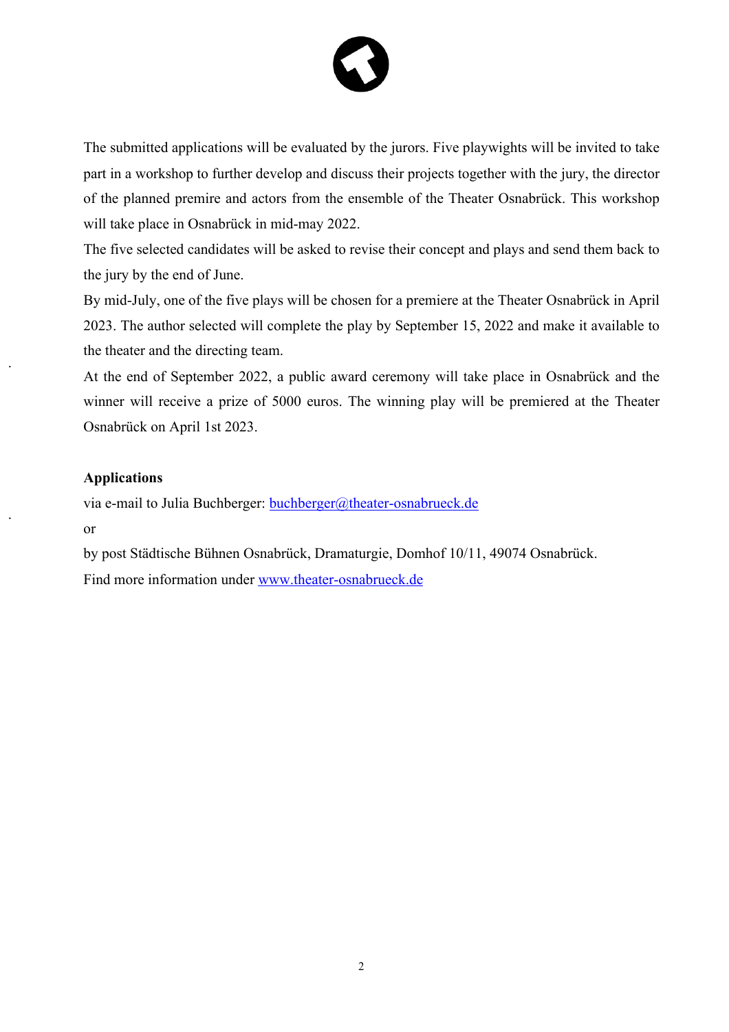The submitted applications will be evaluated by the jurors. Five playwights will be invited to take part in a workshop to further develop and discuss their projects together with the jury, the director of the planned premire and actors from the ensemble of the Theater Osnabrück. This workshop will take place in Osnabrück in mid-may 2022.

The five selected candidates will be asked to revise their concept and plays and send them back to the jury by the end of June.

By mid-July, one of the five plays will be chosen for a premiere at the Theater Osnabrück in April 2023. The author selected will complete the play by September 15, 2022 and make it available to the theater and the directing team.

At the end of September 2022, a public award ceremony will take place in Osnabrück and the winner will receive a prize of 5000 euros. The winning play will be premiered at the Theater Osnabrück on April 1st 2023.

**Applications**

via e-mail to Julia Buchberger: buchberger@theater-osnabrueck.de

or

by post Städtische Bühnen Osnabrück, Dramaturgie, Domhof 10/11, 49074 Osnabrück.

Find more information under www.theater-osnabrueck.de